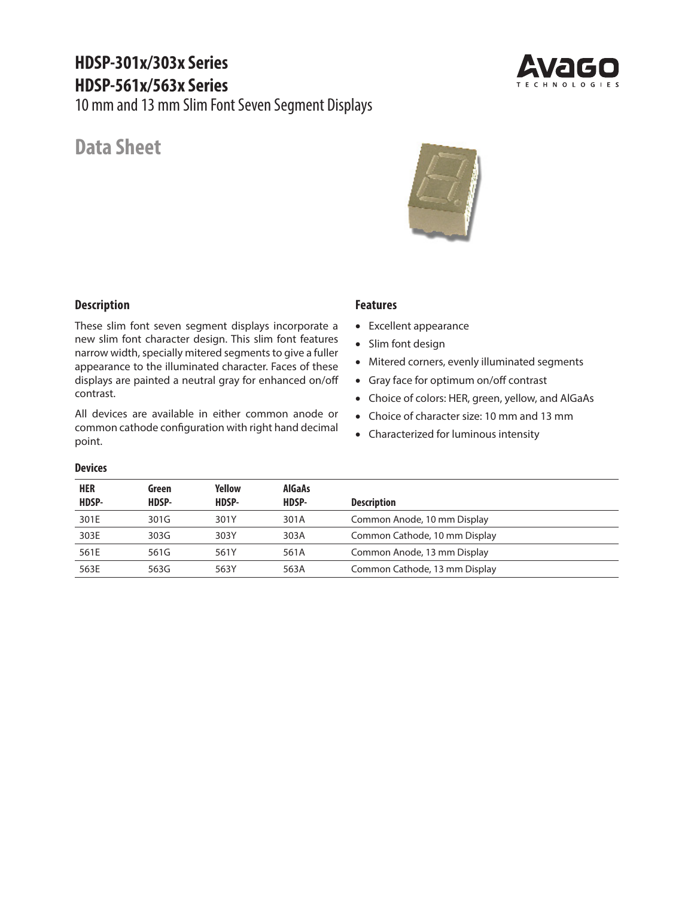# HDSP-301x/303x Series
# HDSP-561x/563x Series

10 mm and 13 mm Slim Font Seven Segment Displays

## Data Sheet

### Description

These slim font seven segment displays incorporate a new slim font character design. This slim font features narrow width, specially mitered segments to give a fuller appearance to the illuminated character. Faces of these displays are painted a neutral gray for enhanced on/off contrast.

All devices are available in either common anode or common cathode configuration with right hand decimal point.

### Features

- Excellent appearance
- Slim font design
- Mitered corners, evenly illuminated segments
- Gray face for optimum on/off contrast
- Choice of colors: HER, green, yellow, and AlGaAs
- Choice of character size: 10 mm and 13 mm
- Characterized for luminous intensity

### Devices

| HER HDSP- | Green HDSP- | Yellow HDSP- | AlGaAs HDSP- | Description |
|---|---|---|---|---|
| 301E | 301G | 301Y | 301A | Common Anode, 10 mm Display |
| 303E | 303G | 303Y | 303A | Common Cathode, 10 mm Display |
| 561E | 561G | 561Y | 561A | Common Anode, 13 mm Display |
| 563E | 563G | 563Y | 563A | Common Cathode, 13 mm Display |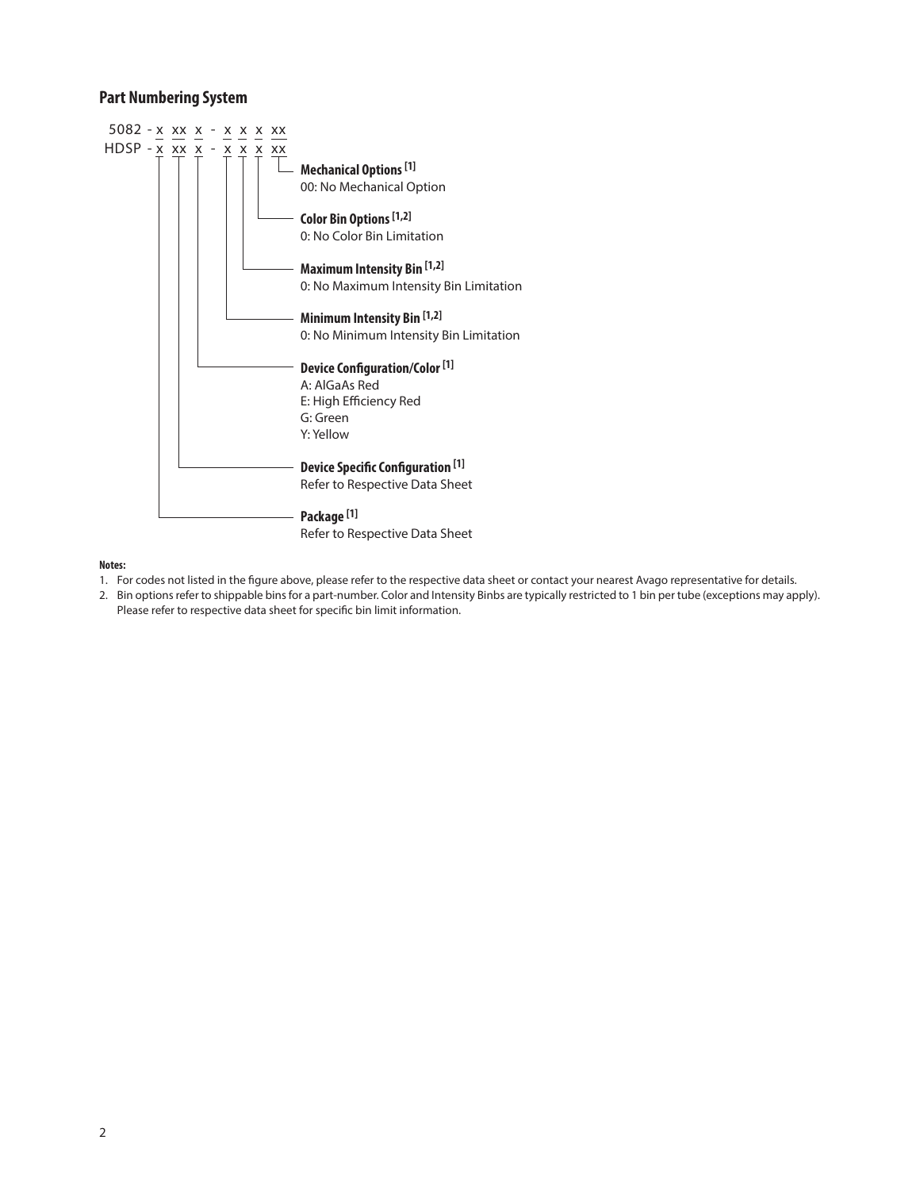## Part Numbering System

```
5082 - x xx x - x x x xx
HDSP - x xx x - x x x xx
```

**Mechanical Options** [1]
00: No Mechanical Option

**Color Bin Options** [1,2]
0: No Color Bin Limitation

**Maximum Intensity Bin** [1,2]
0: No Maximum Intensity Bin Limitation

**Minimum Intensity Bin** [1,2]
0: No Minimum Intensity Bin Limitation

**Device Configuration/Color** [1]
A: AlGaAs Red
E: High Efficiency Red
G: Green
Y: Yellow

**Device Specific Configuration** [1]
Refer to Respective Data Sheet

**Package** [1]
Refer to Respective Data Sheet

**Notes:**

1. For codes not listed in the figure above, please refer to the respective data sheet or contact your nearest Avago representative for details.
2. Bin options refer to shippable bins for a part-number. Color and Intensity Binbs are typically restricted to 1 bin per tube (exceptions may apply). Please refer to respective data sheet for specific bin limit information.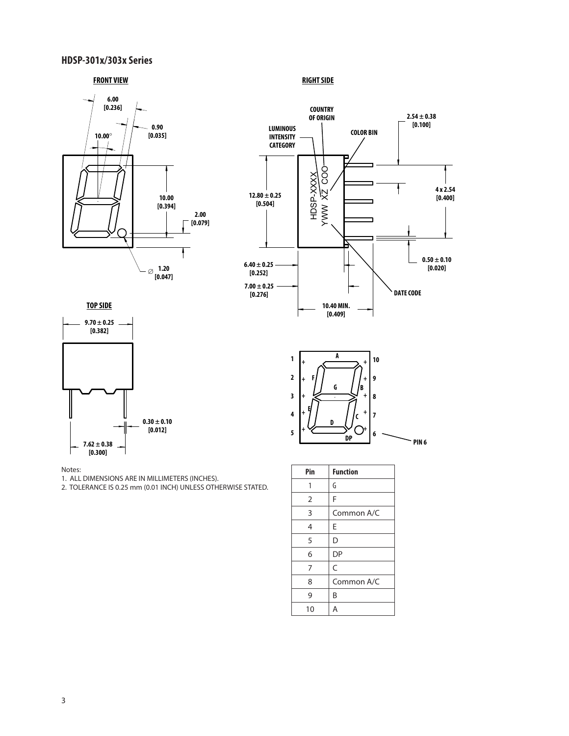## HDSP-301x/303x Series

FRONT VIEW

6.00 [0.236]
0.90 [0.035]
10.00°
10.00 [0.394]
2.00 [0.079]
∅ 1.20 [0.047]

RIGHT SIDE

COUNTRY OF ORIGIN
LUMINOUS INTENSITY CATEGORY
COLOR BIN
2.54 ± 0.38 [0.100]
4 x 2.54 [0.400]
12.80 ± 0.25 [0.504]
HDSP-XXXX
YWW XZ COO
0.50 ± 0.10 [0.020]
6.40 ± 0.25 [0.252]
7.00 ± 0.25 [0.276]
DATE CODE
10.40 MIN. [0.409]

TOP SIDE

9.70 ± 0.25 [0.382]
0.30 ± 0.10 [0.012]
7.62 ± 0.38 [0.300]

PIN 6

Notes:
1. ALL DIMENSIONS ARE IN MILLIMETERS (INCHES).
2. TOLERANCE IS 0.25 mm (0.01 INCH) UNLESS OTHERWISE STATED.

| Pin | Function |
|---|---|
| 1 | G |
| 2 | F |
| 3 | Common A/C |
| 4 | E |
| 5 | D |
| 6 | DP |
| 7 | C |
| 8 | Common A/C |
| 9 | B |
| 10 | A |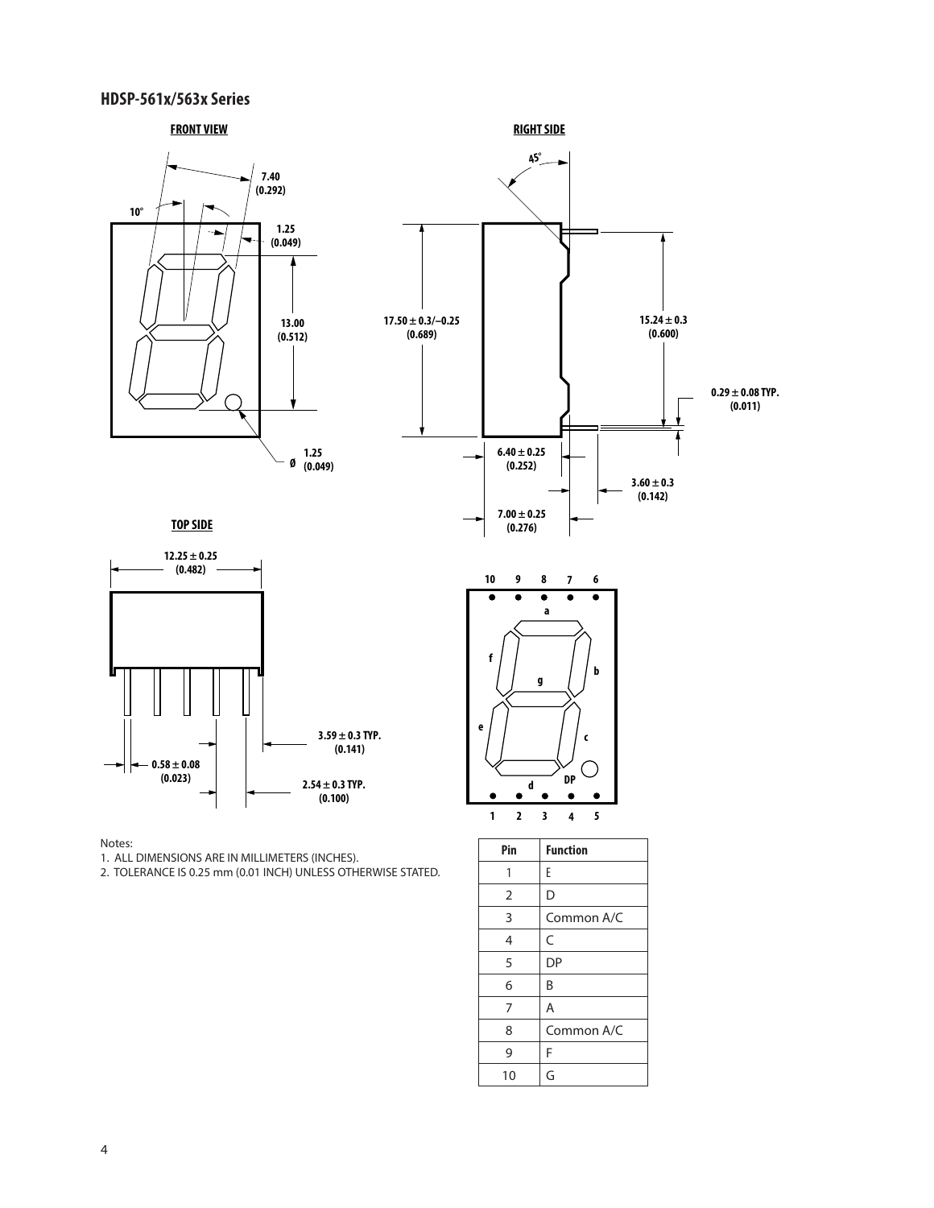## HDSP-561x/563x Series

FRONT VIEW

7.40 (0.292)

10°

1.25 (0.049)

13.00 (0.512)

Ø 1.25 (0.049)

RIGHT SIDE

45°

17.50 ± 0.3/–0.25 (0.689)

15.24 ± 0.3 (0.600)

0.29 ± 0.08 TYP. (0.011)

6.40 ± 0.25 (0.252)

3.60 ± 0.3 (0.142)

7.00 ± 0.25 (0.276)

TOP SIDE

12.25 ± 0.25 (0.482)

3.59 ± 0.3 TYP. (0.141)

0.58 ± 0.08 (0.023)

2.54 ± 0.3 TYP. (0.100)

10 9 8 7 6

a f b g e c d DP

1 2 3 4 5

Notes:

1. ALL DIMENSIONS ARE IN MILLIMETERS (INCHES).
2. TOLERANCE IS 0.25 mm (0.01 INCH) UNLESS OTHERWISE STATED.

| Pin | Function |
|---|---|
| 1 | E |
| 2 | D |
| 3 | Common A/C |
| 4 | C |
| 5 | DP |
| 6 | B |
| 7 | A |
| 8 | Common A/C |
| 9 | F |
| 10 | G |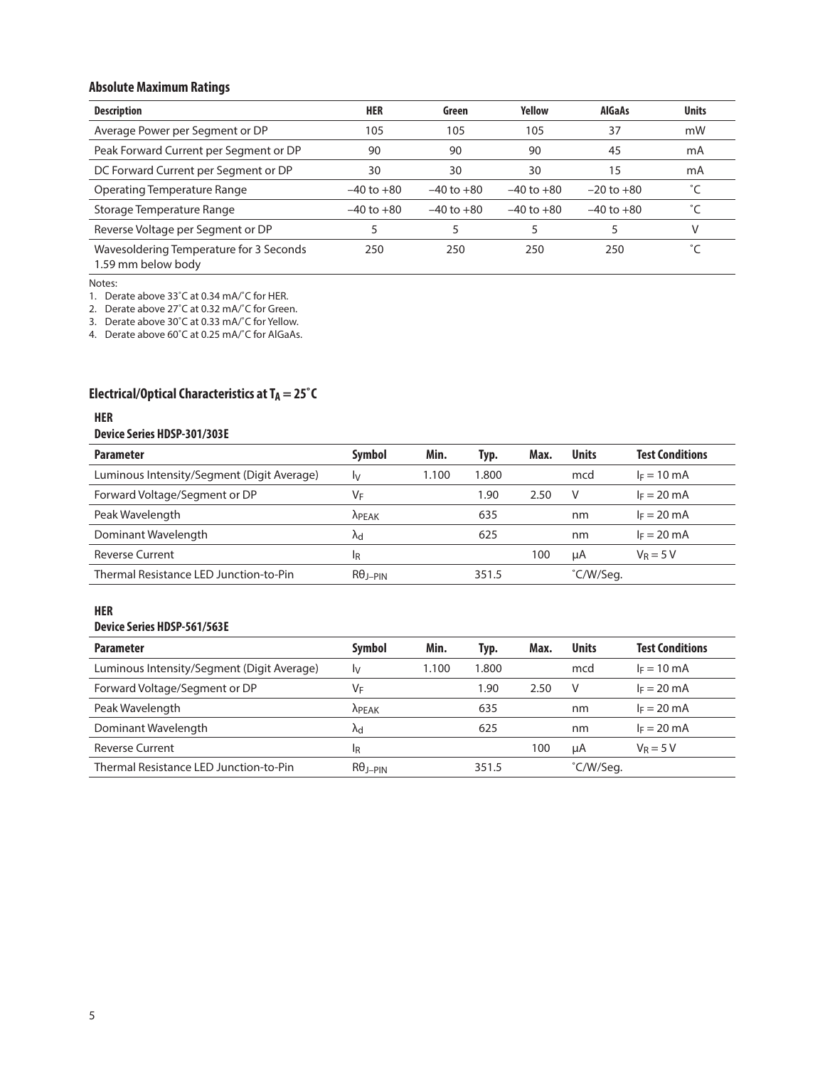## Absolute Maximum Ratings

| Description | HER | Green | Yellow | AlGaAs | Units |
|---|---|---|---|---|---|
| Average Power per Segment or DP | 105 | 105 | 105 | 37 | mW |
| Peak Forward Current per Segment or DP | 90 | 90 | 90 | 45 | mA |
| DC Forward Current per Segment or DP | 30 | 30 | 30 | 15 | mA |
| Operating Temperature Range | –40 to +80 | –40 to +80 | –40 to +80 | –20 to +80 | ˚C |
| Storage Temperature Range | –40 to +80 | –40 to +80 | –40 to +80 | –40 to +80 | ˚C |
| Reverse Voltage per Segment or DP | 5 | 5 | 5 | 5 | V |
| Wavesoldering Temperature for 3 Seconds 1.59 mm below body | 250 | 250 | 250 | 250 | ˚C |

Notes:

1. Derate above 33˚C at 0.34 mA/˚C for HER.
2. Derate above 27˚C at 0.32 mA/˚C for Green.
3. Derate above 30˚C at 0.33 mA/˚C for Yellow.
4. Derate above 60˚C at 0.25 mA/˚C for AlGaAs.

## Electrical/Optical Characteristics at $T_A = 25˚C$

**HER**

**Device Series HDSP-301/303E**

| Parameter | Symbol | Min. | Typ. | Max. | Units | Test Conditions |
|---|---|---|---|---|---|---|
| Luminous Intensity/Segment (Digit Average) | $I_V$ | 1.100 | 1.800 | | mcd | $I_F = 10$ mA |
| Forward Voltage/Segment or DP | $V_F$ | | 1.90 | 2.50 | V | $I_F = 20$ mA |
| Peak Wavelength | $\lambda_{PEAK}$ | | 635 | | nm | $I_F = 20$ mA |
| Dominant Wavelength | $\lambda_d$ | | 625 | | nm | $I_F = 20$ mA |
| Reverse Current | $I_R$ | | | 100 | µA | $V_R = 5$ V |
| Thermal Resistance LED Junction-to-Pin | $R\theta_{J-PIN}$ | | 351.5 | | ˚C/W/Seg. | |

**HER**

**Device Series HDSP-561/563E**

| Parameter | Symbol | Min. | Typ. | Max. | Units | Test Conditions |
|---|---|---|---|---|---|---|
| Luminous Intensity/Segment (Digit Average) | $I_V$ | 1.100 | 1.800 | | mcd | $I_F = 10$ mA |
| Forward Voltage/Segment or DP | $V_F$ | | 1.90 | 2.50 | V | $I_F = 20$ mA |
| Peak Wavelength | $\lambda_{PEAK}$ | | 635 | | nm | $I_F = 20$ mA |
| Dominant Wavelength | $\lambda_d$ | | 625 | | nm | $I_F = 20$ mA |
| Reverse Current | $I_R$ | | | 100 | µA | $V_R = 5$ V |
| Thermal Resistance LED Junction-to-Pin | $R\theta_{J-PIN}$ | | 351.5 | | ˚C/W/Seg. | |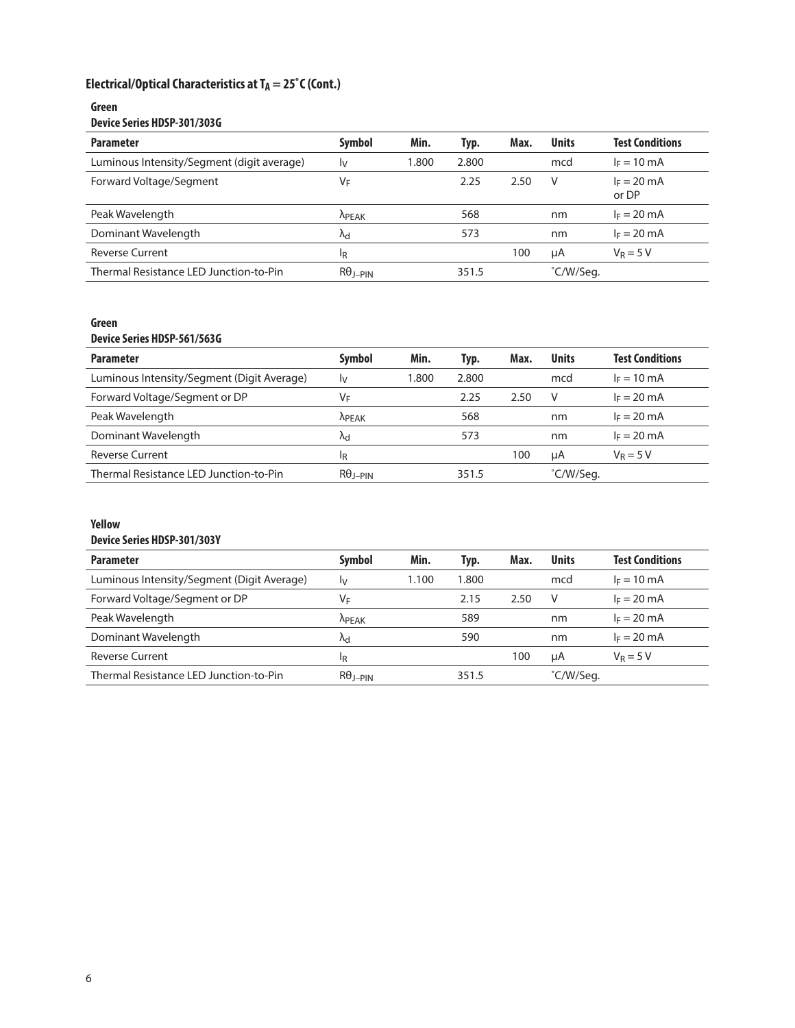## Electrical/Optical Characteristics at $T_A = 25^\circ C$ (Cont.)

**Green**

**Device Series HDSP-301/303G**

| Parameter | Symbol | Min. | Typ. | Max. | Units | Test Conditions |
|---|---|---|---|---|---|---|
| Luminous Intensity/Segment (digit average) | $I_V$ | 1.800 | 2.800 | | mcd | $I_F = 10$ mA |
| Forward Voltage/Segment | $V_F$ | | 2.25 | 2.50 | V | $I_F = 20$ mA or DP |
| Peak Wavelength | $\lambda_{PEAK}$ | | 568 | | nm | $I_F = 20$ mA |
| Dominant Wavelength | $\lambda_d$ | | 573 | | nm | $I_F = 20$ mA |
| Reverse Current | $I_R$ | | | 100 | µA | $V_R = 5$ V |
| Thermal Resistance LED Junction-to-Pin | $R\theta_{J-PIN}$ | | 351.5 | | ˚C/W/Seg. | |

**Green**

**Device Series HDSP-561/563G**

| Parameter | Symbol | Min. | Typ. | Max. | Units | Test Conditions |
|---|---|---|---|---|---|---|
| Luminous Intensity/Segment (Digit Average) | $I_V$ | 1.800 | 2.800 | | mcd | $I_F = 10$ mA |
| Forward Voltage/Segment or DP | $V_F$ | | 2.25 | 2.50 | V | $I_F = 20$ mA |
| Peak Wavelength | $\lambda_{PEAK}$ | | 568 | | nm | $I_F = 20$ mA |
| Dominant Wavelength | $\lambda_d$ | | 573 | | nm | $I_F = 20$ mA |
| Reverse Current | $I_R$ | | | 100 | µA | $V_R = 5$ V |
| Thermal Resistance LED Junction-to-Pin | $R\theta_{J-PIN}$ | | 351.5 | | ˚C/W/Seg. | |

**Yellow**

**Device Series HDSP-301/303Y**

| Parameter | Symbol | Min. | Typ. | Max. | Units | Test Conditions |
|---|---|---|---|---|---|---|
| Luminous Intensity/Segment (Digit Average) | $I_V$ | 1.100 | 1.800 | | mcd | $I_F = 10$ mA |
| Forward Voltage/Segment or DP | $V_F$ | | 2.15 | 2.50 | V | $I_F = 20$ mA |
| Peak Wavelength | $\lambda_{PEAK}$ | | 589 | | nm | $I_F = 20$ mA |
| Dominant Wavelength | $\lambda_d$ | | 590 | | nm | $I_F = 20$ mA |
| Reverse Current | $I_R$ | | | 100 | µA | $V_R = 5$ V |
| Thermal Resistance LED Junction-to-Pin | $R\theta_{J-PIN}$ | | 351.5 | | ˚C/W/Seg. | |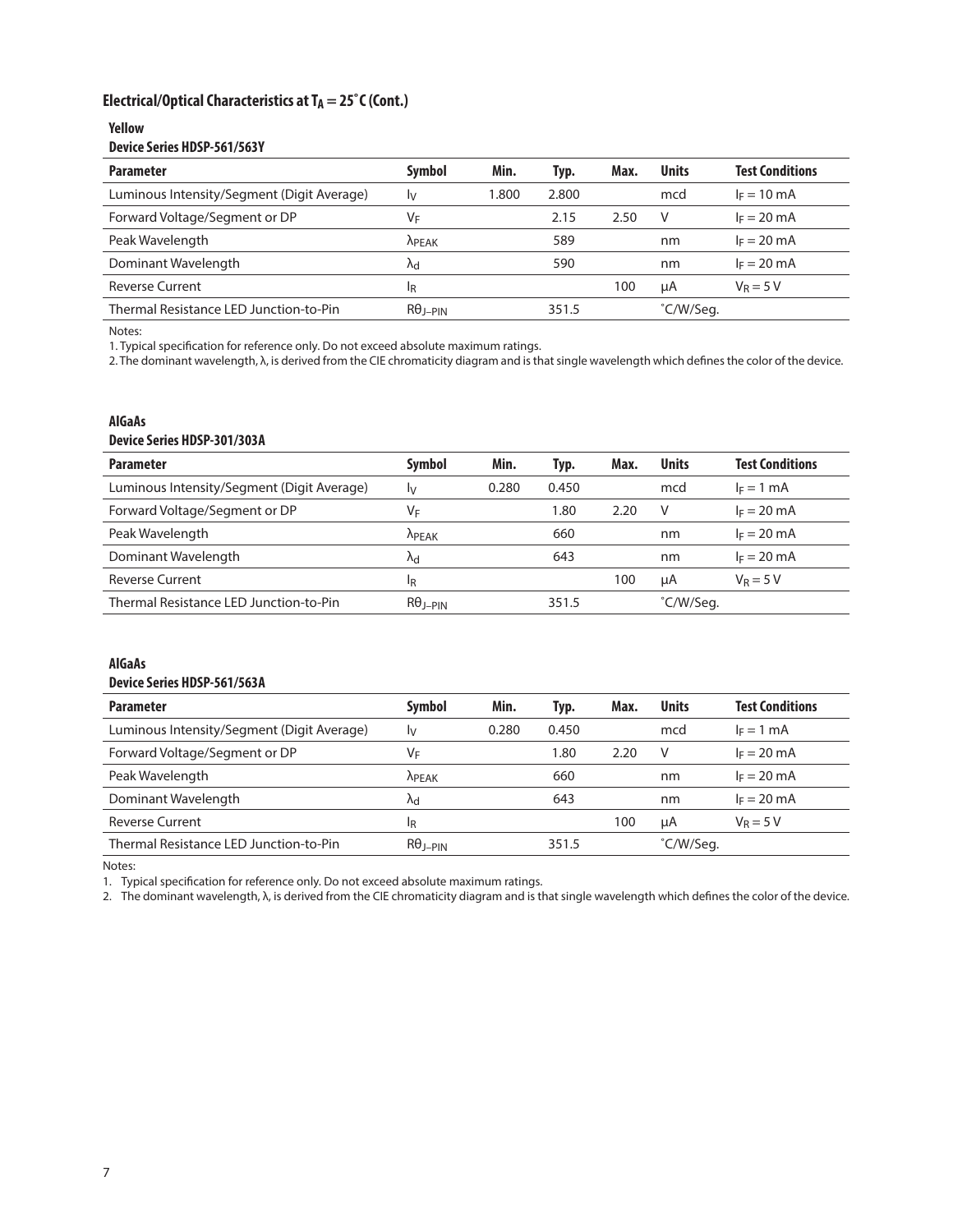## Electrical/Optical Characteristics at $T_A = 25°C$ (Cont.)

### Yellow

### Device Series HDSP-561/563Y

| Parameter | Symbol | Min. | Typ. | Max. | Units | Test Conditions |
|---|---|---|---|---|---|---|
| Luminous Intensity/Segment (Digit Average) | $I_V$ | 1.800 | 2.800 | | mcd | $I_F = 10$ mA |
| Forward Voltage/Segment or DP | $V_F$ | | 2.15 | 2.50 | V | $I_F = 20$ mA |
| Peak Wavelength | $\lambda_{PEAK}$ | | 589 | | nm | $I_F = 20$ mA |
| Dominant Wavelength | $\lambda_d$ | | 590 | | nm | $I_F = 20$ mA |
| Reverse Current | $I_R$ | | | 100 | µA | $V_R = 5$ V |
| Thermal Resistance LED Junction-to-Pin | $R\theta_{J-PIN}$ | | 351.5 | | °C/W/Seg. | |

Notes:

1. Typical specification for reference only. Do not exceed absolute maximum ratings.
2. The dominant wavelength, λ, is derived from the CIE chromaticity diagram and is that single wavelength which defines the color of the device.

### AlGaAs

### Device Series HDSP-301/303A

| Parameter | Symbol | Min. | Typ. | Max. | Units | Test Conditions |
|---|---|---|---|---|---|---|
| Luminous Intensity/Segment (Digit Average) | $I_V$ | 0.280 | 0.450 | | mcd | $I_F = 1$ mA |
| Forward Voltage/Segment or DP | $V_F$ | | 1.80 | 2.20 | V | $I_F = 20$ mA |
| Peak Wavelength | $\lambda_{PEAK}$ | | 660 | | nm | $I_F = 20$ mA |
| Dominant Wavelength | $\lambda_d$ | | 643 | | nm | $I_F = 20$ mA |
| Reverse Current | $I_R$ | | | 100 | µA | $V_R = 5$ V |
| Thermal Resistance LED Junction-to-Pin | $R\theta_{J-PIN}$ | | 351.5 | | °C/W/Seg. | |

### AlGaAs

### Device Series HDSP-561/563A

| Parameter | Symbol | Min. | Typ. | Max. | Units | Test Conditions |
|---|---|---|---|---|---|---|
| Luminous Intensity/Segment (Digit Average) | $I_V$ | 0.280 | 0.450 | | mcd | $I_F = 1$ mA |
| Forward Voltage/Segment or DP | $V_F$ | | 1.80 | 2.20 | V | $I_F = 20$ mA |
| Peak Wavelength | $\lambda_{PEAK}$ | | 660 | | nm | $I_F = 20$ mA |
| Dominant Wavelength | $\lambda_d$ | | 643 | | nm | $I_F = 20$ mA |
| Reverse Current | $I_R$ | | | 100 | µA | $V_R = 5$ V |
| Thermal Resistance LED Junction-to-Pin | $R\theta_{J-PIN}$ | | 351.5 | | °C/W/Seg. | |

Notes:

1. Typical specification for reference only. Do not exceed absolute maximum ratings.
2. The dominant wavelength, λ, is derived from the CIE chromaticity diagram and is that single wavelength which defines the color of the device.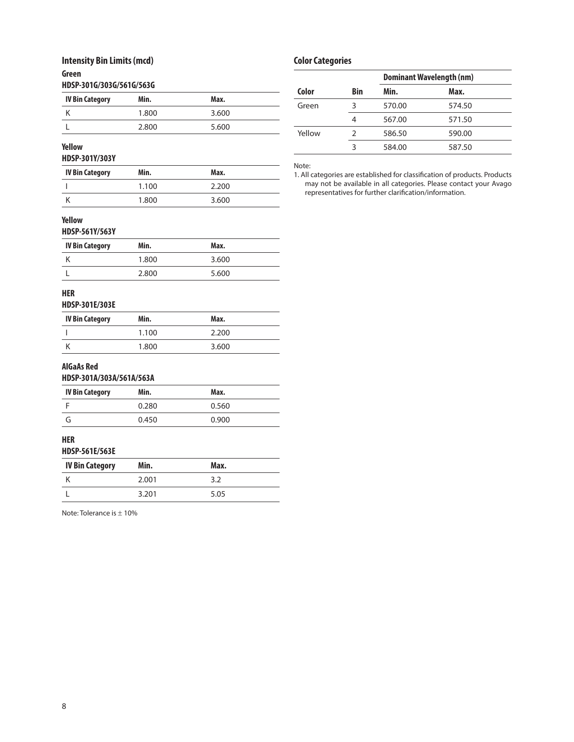## Intensity Bin Limits (mcd)

### Green

#### HDSP-301G/303G/561G/563G

| IV Bin Category | Min. | Max. |
|---|---|---|
| K | 1.800 | 3.600 |
| L | 2.800 | 5.600 |

### Yellow

#### HDSP-301Y/303Y

| IV Bin Category | Min. | Max. |
|---|---|---|
| I | 1.100 | 2.200 |
| K | 1.800 | 3.600 |

### Yellow

#### HDSP-561Y/563Y

| IV Bin Category | Min. | Max. |
|---|---|---|
| K | 1.800 | 3.600 |
| L | 2.800 | 5.600 |

### HER

#### HDSP-301E/303E

| IV Bin Category | Min. | Max. |
|---|---|---|
| I | 1.100 | 2.200 |
| K | 1.800 | 3.600 |

### AlGaAs Red

#### HDSP-301A/303A/561A/563A

| IV Bin Category | Min. | Max. |
|---|---|---|
| F | 0.280 | 0.560 |
| G | 0.450 | 0.900 |

### HER

#### HDSP-561E/563E

| IV Bin Category | Min. | Max. |
|---|---|---|
| K | 2.001 | 3.2 |
| L | 3.201 | 5.05 |

Note: Tolerance is ± 10%

## Color Categories

| | | Dominant Wavelength (nm) | |
|---|---|---|---|
| Color | Bin | Min. | Max. |
| Green | 3 | 570.00 | 574.50 |
| | 4 | 567.00 | 571.50 |
| Yellow | 2 | 586.50 | 590.00 |
| | 3 | 584.00 | 587.50 |

Note:

1. All categories are established for classification of products. Products may not be available in all categories. Please contact your Avago representatives for further clarification/information.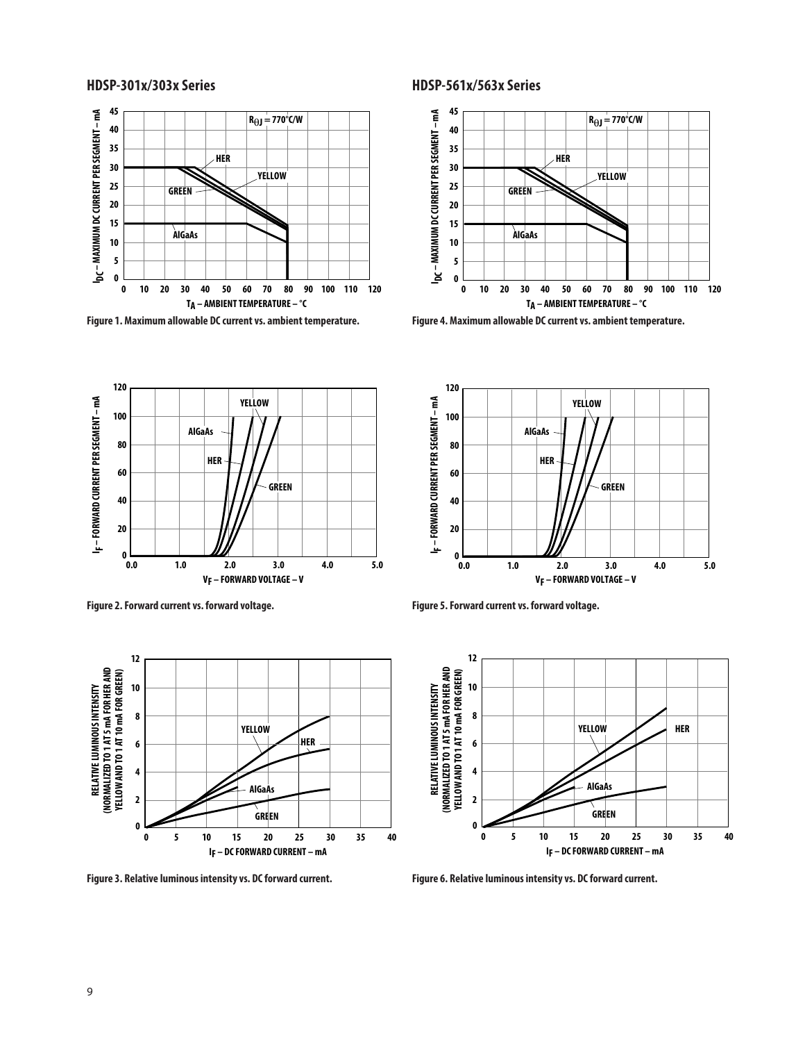## HDSP-301x/303x Series

Figure 1. Maximum allowable DC current vs. ambient temperature.

Figure 2. Forward current vs. forward voltage.

Figure 3. Relative luminous intensity vs. DC forward current.

## HDSP-561x/563x Series

Figure 4. Maximum allowable DC current vs. ambient temperature.

Figure 5. Forward current vs. forward voltage.

Figure 6. Relative luminous intensity vs. DC forward current.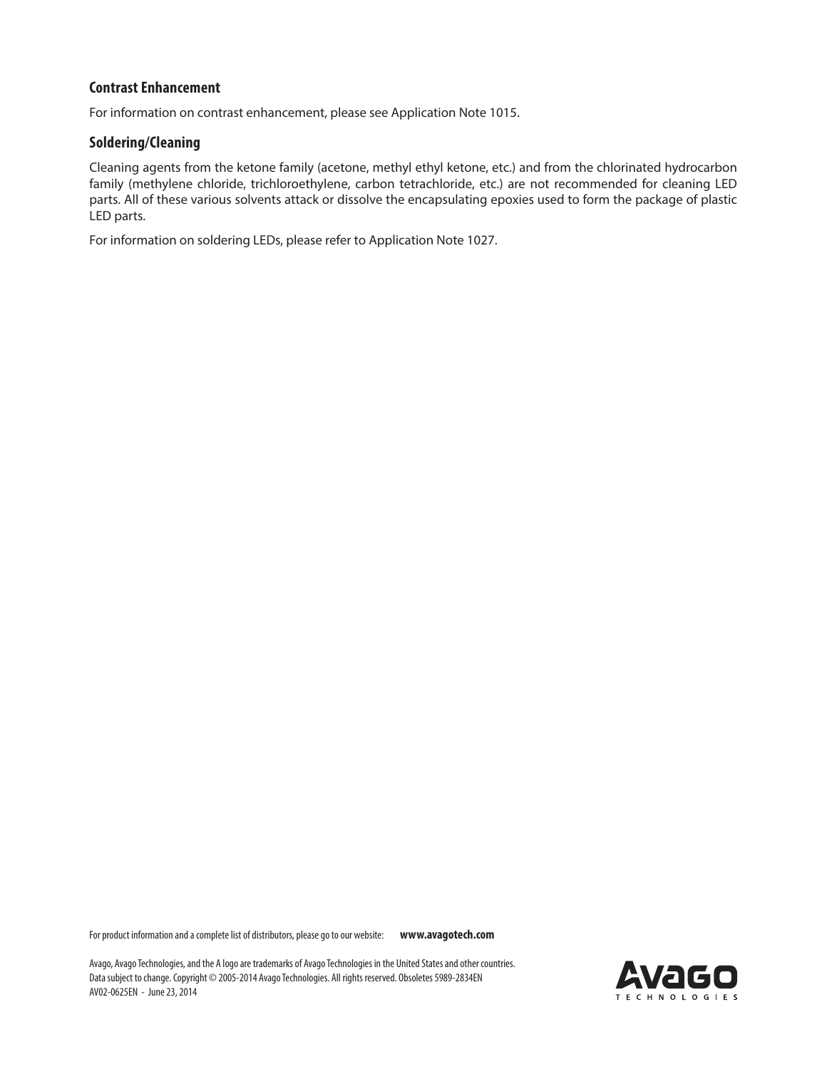## Contrast Enhancement

For information on contrast enhancement, please see Application Note 1015.

## Soldering/Cleaning

Cleaning agents from the ketone family (acetone, methyl ethyl ketone, etc.) and from the chlorinated hydrocarbon family (methylene chloride, trichloroethylene, carbon tetrachloride, etc.) are not recommended for cleaning LED parts. All of these various solvents attack or dissolve the encapsulating epoxies used to form the package of plastic LED parts.

For information on soldering LEDs, please refer to Application Note 1027.

For product information and a complete list of distributors, please go to our website: **www.avagotech.com**

Avago, Avago Technologies, and the A logo are trademarks of Avago Technologies in the United States and other countries.
Data subject to change. Copyright © 2005-2014 Avago Technologies. All rights reserved. Obsoletes 5989-2834EN
AV02-0625EN - June 23, 2014